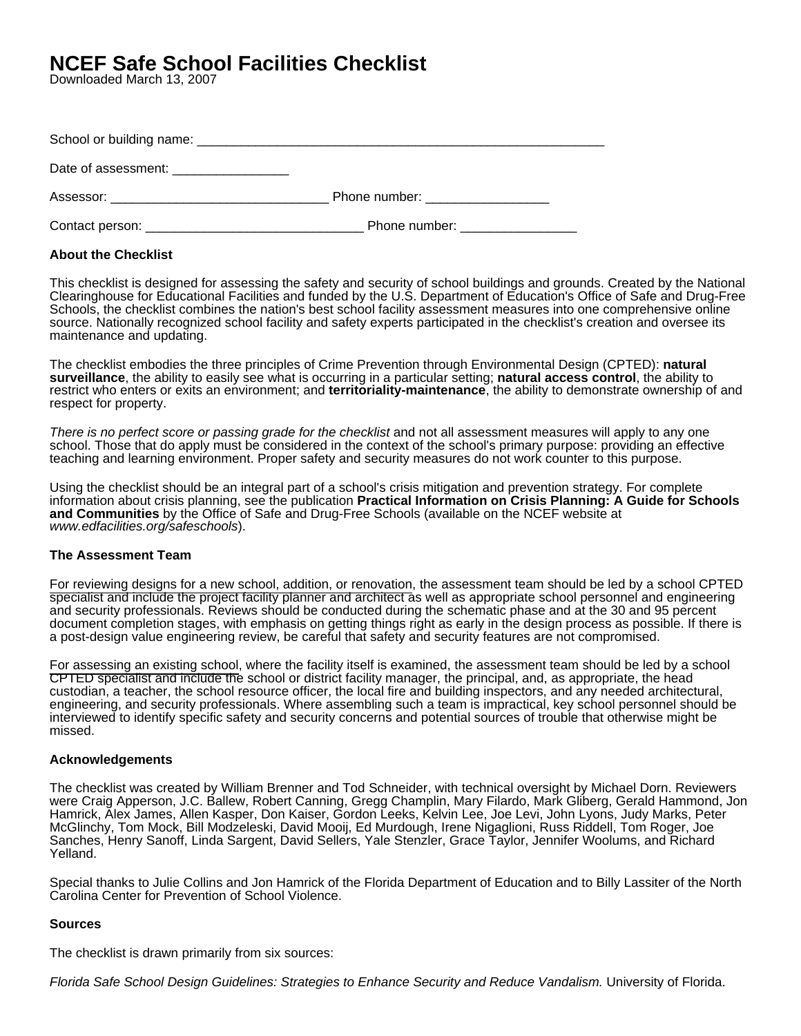# NCEF Safe School Facilities Checklist

Downloaded March 13, 2007

School or building name: ___________________________________________________________

Date of assessment: ________________

Assessor: ______________________________ Phone number: _________________

Contact person: ______________________________ Phone number: ________________

### About the Checklist

This checklist is designed for assessing the safety and security of school buildings and grounds. Created by the National Clearinghouse for Educational Facilities and funded by the U.S. Department of Education's Office of Safe and Drug-Free Schools, the checklist combines the nation's best school facility assessment measures into one comprehensive online source. Nationally recognized school facility and safety experts participated in the checklist's creation and oversee its maintenance and updating.

The checklist embodies the three principles of Crime Prevention through Environmental Design (CPTED): **natural surveillance**, the ability to easily see what is occurring in a particular setting; **natural access control**, the ability to restrict who enters or exits an environment; and **territoriality-maintenance**, the ability to demonstrate ownership of and respect for property.

*There is no perfect score or passing grade for the checklist* and not all assessment measures will apply to any one school. Those that do apply must be considered in the context of the school's primary purpose: providing an effective teaching and learning environment. Proper safety and security measures do not work counter to this purpose.

Using the checklist should be an integral part of a school's crisis mitigation and prevention strategy. For complete information about crisis planning, see the publication **Practical Information on Crisis Planning: A Guide for Schools and Communities** by the Office of Safe and Drug-Free Schools (available on the NCEF website at *www.edfacilities.org/safeschools*).

### The Assessment Team

For reviewing designs for a new school, addition, or renovation, the assessment team should be led by a school CPTED specialist and include the project facility planner and architect as well as appropriate school personnel and engineering and security professionals. Reviews should be conducted during the schematic phase and at the 30 and 95 percent document completion stages, with emphasis on getting things right as early in the design process as possible. If there is a post-design value engineering review, be careful that safety and security features are not compromised.

For assessing an existing school, where the facility itself is examined, the assessment team should be led by a school CPTED specialist and include the school or district facility manager, the principal, and, as appropriate, the head custodian, a teacher, the school resource officer, the local fire and building inspectors, and any needed architectural, engineering, and security professionals. Where assembling such a team is impractical, key school personnel should be interviewed to identify specific safety and security concerns and potential sources of trouble that otherwise might be missed.

### Acknowledgements

The checklist was created by William Brenner and Tod Schneider, with technical oversight by Michael Dorn. Reviewers were Craig Apperson, J.C. Ballew, Robert Canning, Gregg Champlin, Mary Filardo, Mark Gliberg, Gerald Hammond, Jon Hamrick, Alex James, Allen Kasper, Don Kaiser, Gordon Leeks, Kelvin Lee, Joe Levi, John Lyons, Judy Marks, Peter McGlinchy, Tom Mock, Bill Modzeleski, David Mooij, Ed Murdough, Irene Nigaglioni, Russ Riddell, Tom Roger, Joe Sanches, Henry Sanoff, Linda Sargent, David Sellers, Yale Stenzler, Grace Taylor, Jennifer Woolums, and Richard Yelland.

Special thanks to Julie Collins and Jon Hamrick of the Florida Department of Education and to Billy Lassiter of the North Carolina Center for Prevention of School Violence.

### Sources

The checklist is drawn primarily from six sources:

*Florida Safe School Design Guidelines: Strategies to Enhance Security and Reduce Vandalism.* University of Florida.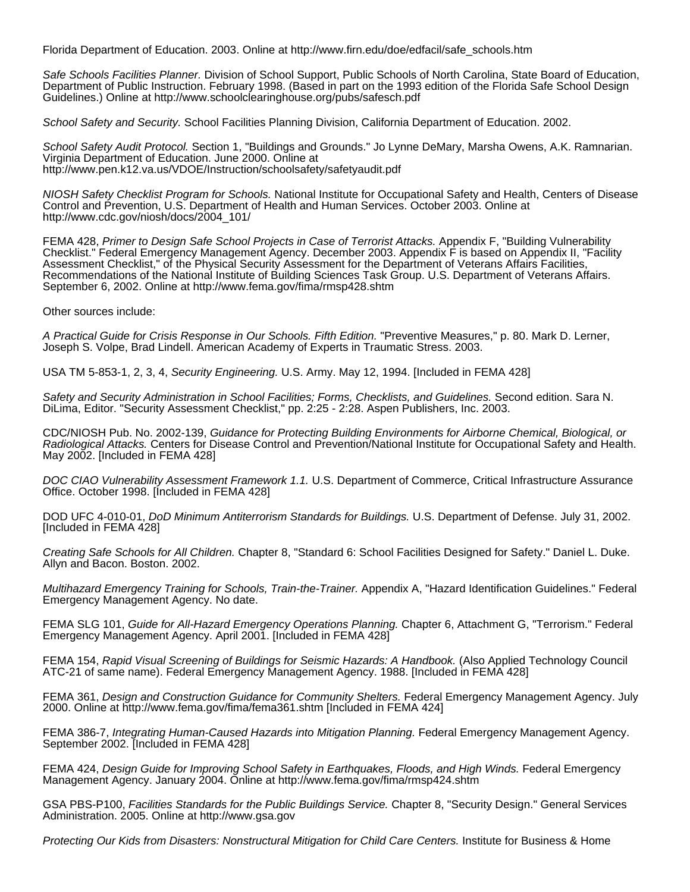Florida Department of Education. 2003. Online at http://www.firn.edu/doe/edfacil/safe_schools.htm

*Safe Schools Facilities Planner.* Division of School Support, Public Schools of North Carolina, State Board of Education, Department of Public Instruction. February 1998. (Based in part on the 1993 edition of the Florida Safe School Design Guidelines.) Online at http://www.schoolclearinghouse.org/pubs/safesch.pdf

*School Safety and Security.* School Facilities Planning Division, California Department of Education. 2002.

*School Safety Audit Protocol.* Section 1, "Buildings and Grounds." Jo Lynne DeMary, Marsha Owens, A.K. Ramnarian. Virginia Department of Education. June 2000. Online at http://www.pen.k12.va.us/VDOE/Instruction/schoolsafety/safetyaudit.pdf

*NIOSH Safety Checklist Program for Schools.* National Institute for Occupational Safety and Health, Centers of Disease Control and Prevention, U.S. Department of Health and Human Services. October 2003. Online at http://www.cdc.gov/niosh/docs/2004_101/

FEMA 428, *Primer to Design Safe School Projects in Case of Terrorist Attacks.* Appendix F, "Building Vulnerability Checklist." Federal Emergency Management Agency. December 2003. Appendix F is based on Appendix II, "Facility Assessment Checklist," of the Physical Security Assessment for the Department of Veterans Affairs Facilities, Recommendations of the National Institute of Building Sciences Task Group. U.S. Department of Veterans Affairs. September 6, 2002. Online at http://www.fema.gov/fima/rmsp428.shtm

Other sources include:

*A Practical Guide for Crisis Response in Our Schools. Fifth Edition.* "Preventive Measures," p. 80. Mark D. Lerner, Joseph S. Volpe, Brad Lindell. American Academy of Experts in Traumatic Stress. 2003.

USA TM 5-853-1, 2, 3, 4, *Security Engineering.* U.S. Army. May 12, 1994. [Included in FEMA 428]

*Safety and Security Administration in School Facilities; Forms, Checklists, and Guidelines.* Second edition. Sara N. DiLima, Editor. "Security Assessment Checklist," pp. 2:25 - 2:28. Aspen Publishers, Inc. 2003.

CDC/NIOSH Pub. No. 2002-139, *Guidance for Protecting Building Environments for Airborne Chemical, Biological, or Radiological Attacks.* Centers for Disease Control and Prevention/National Institute for Occupational Safety and Health. May 2002. [Included in FEMA 428]

*DOC CIAO Vulnerability Assessment Framework 1.1.* U.S. Department of Commerce, Critical Infrastructure Assurance Office. October 1998. [Included in FEMA 428]

DOD UFC 4-010-01, *DoD Minimum Antiterrorism Standards for Buildings.* U.S. Department of Defense. July 31, 2002. [Included in FEMA 428]

*Creating Safe Schools for All Children.* Chapter 8, "Standard 6: School Facilities Designed for Safety." Daniel L. Duke. Allyn and Bacon. Boston. 2002.

*Multihazard Emergency Training for Schools, Train-the-Trainer.* Appendix A, "Hazard Identification Guidelines." Federal Emergency Management Agency. No date.

FEMA SLG 101, *Guide for All-Hazard Emergency Operations Planning.* Chapter 6, Attachment G, "Terrorism." Federal Emergency Management Agency. April 2001. [Included in FEMA 428]

FEMA 154, *Rapid Visual Screening of Buildings for Seismic Hazards: A Handbook.* (Also Applied Technology Council ATC-21 of same name). Federal Emergency Management Agency. 1988. [Included in FEMA 428]

FEMA 361, *Design and Construction Guidance for Community Shelters.* Federal Emergency Management Agency. July 2000. Online at http://www.fema.gov/fima/fema361.shtm [Included in FEMA 424]

FEMA 386-7, *Integrating Human-Caused Hazards into Mitigation Planning.* Federal Emergency Management Agency. September 2002. [Included in FEMA 428]

FEMA 424, *Design Guide for Improving School Safety in Earthquakes, Floods, and High Winds.* Federal Emergency Management Agency. January 2004. Online at http://www.fema.gov/fima/rmsp424.shtm

GSA PBS-P100, *Facilities Standards for the Public Buildings Service.* Chapter 8, "Security Design." General Services Administration. 2005. Online at http://www.gsa.gov

*Protecting Our Kids from Disasters: Nonstructural Mitigation for Child Care Centers.* Institute for Business & Home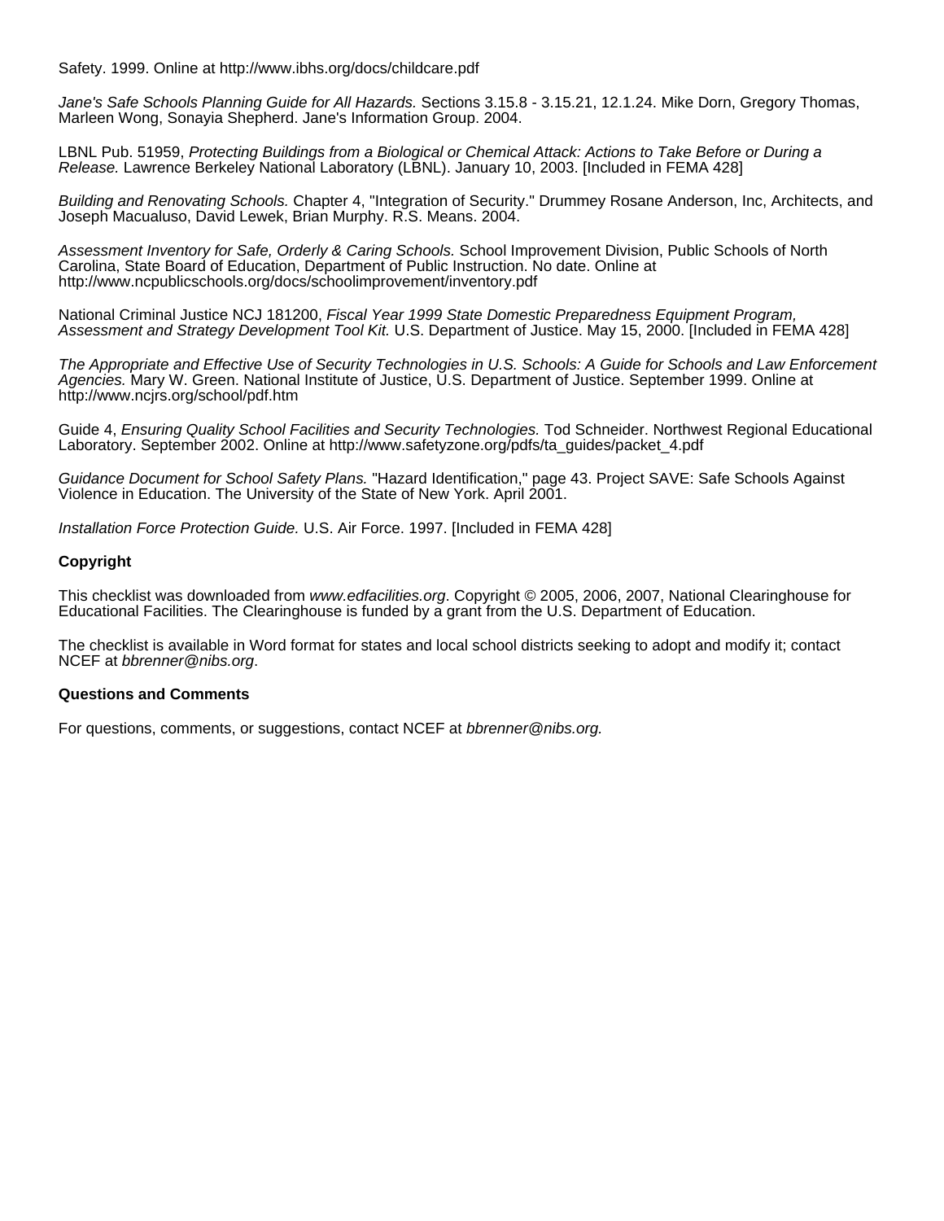Safety. 1999. Online at http://www.ibhs.org/docs/childcare.pdf

*Jane's Safe Schools Planning Guide for All Hazards.* Sections 3.15.8 - 3.15.21, 12.1.24. Mike Dorn, Gregory Thomas, Marleen Wong, Sonayia Shepherd. Jane's Information Group. 2004.

LBNL Pub. 51959, *Protecting Buildings from a Biological or Chemical Attack: Actions to Take Before or During a Release.* Lawrence Berkeley National Laboratory (LBNL). January 10, 2003. [Included in FEMA 428]

*Building and Renovating Schools.* Chapter 4, "Integration of Security." Drummey Rosane Anderson, Inc, Architects, and Joseph Macualuso, David Lewek, Brian Murphy. R.S. Means. 2004.

*Assessment Inventory for Safe, Orderly & Caring Schools.* School Improvement Division, Public Schools of North Carolina, State Board of Education, Department of Public Instruction. No date. Online at http://www.ncpublicschools.org/docs/schoolimprovement/inventory.pdf

National Criminal Justice NCJ 181200, *Fiscal Year 1999 State Domestic Preparedness Equipment Program, Assessment and Strategy Development Tool Kit.* U.S. Department of Justice. May 15, 2000. [Included in FEMA 428]

*The Appropriate and Effective Use of Security Technologies in U.S. Schools: A Guide for Schools and Law Enforcement Agencies.* Mary W. Green. National Institute of Justice, U.S. Department of Justice. September 1999. Online at http://www.ncjrs.org/school/pdf.htm

Guide 4, *Ensuring Quality School Facilities and Security Technologies.* Tod Schneider. Northwest Regional Educational Laboratory. September 2002. Online at http://www.safetyzone.org/pdfs/ta_guides/packet_4.pdf

*Guidance Document for School Safety Plans.* "Hazard Identification," page 43. Project SAVE: Safe Schools Against Violence in Education. The University of the State of New York. April 2001.

*Installation Force Protection Guide.* U.S. Air Force. 1997. [Included in FEMA 428]

**Copyright**

This checklist was downloaded from *www.edfacilities.org*. Copyright © 2005, 2006, 2007, National Clearinghouse for Educational Facilities. The Clearinghouse is funded by a grant from the U.S. Department of Education.

The checklist is available in Word format for states and local school districts seeking to adopt and modify it; contact NCEF at *bbrenner@nibs.org*.

**Questions and Comments**

For questions, comments, or suggestions, contact NCEF at *bbrenner@nibs.org.*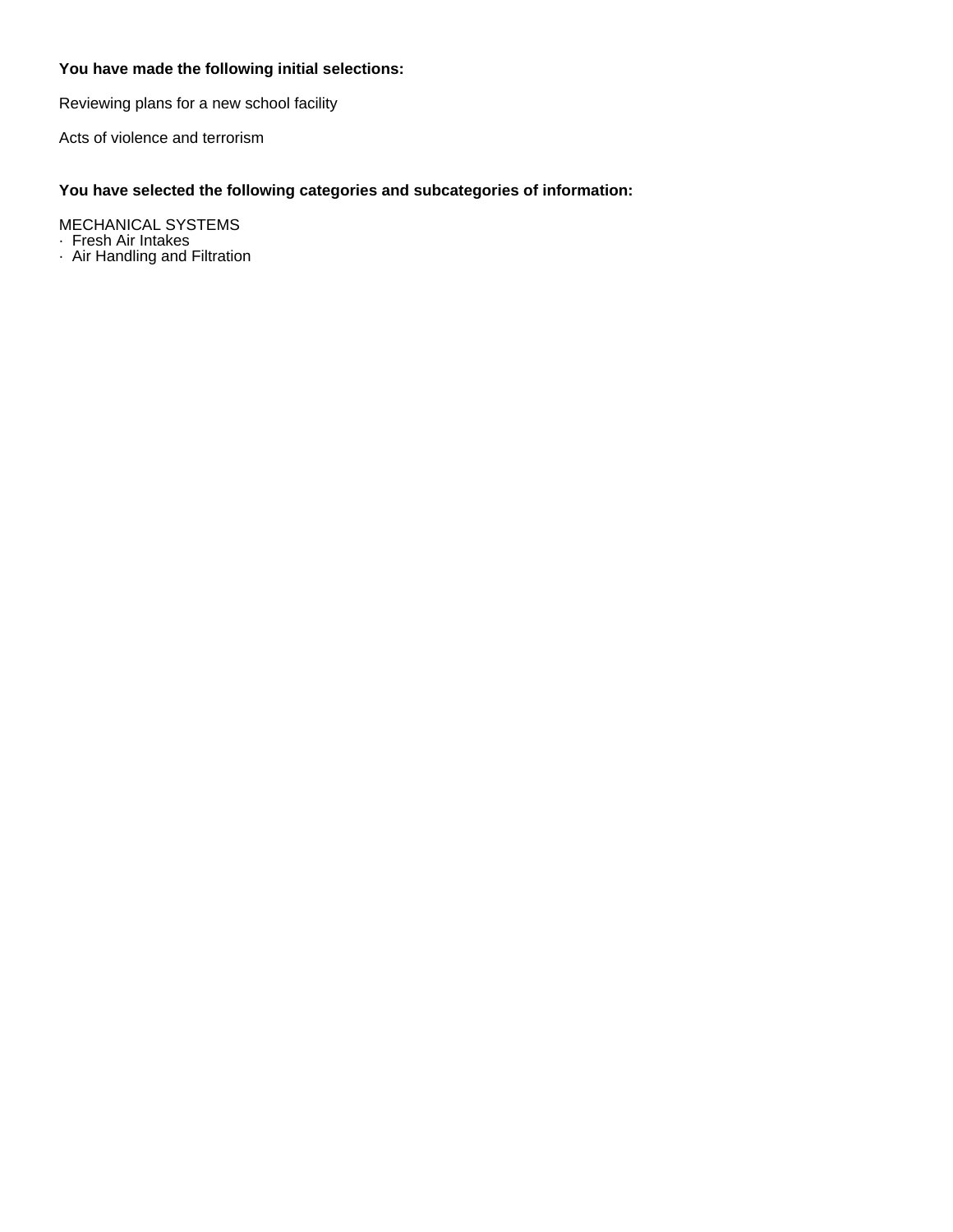**You have made the following initial selections:**

Reviewing plans for a new school facility

Acts of violence and terrorism

**You have selected the following categories and subcategories of information:**

MECHANICAL SYSTEMS
- Fresh Air Intakes
- Air Handling and Filtration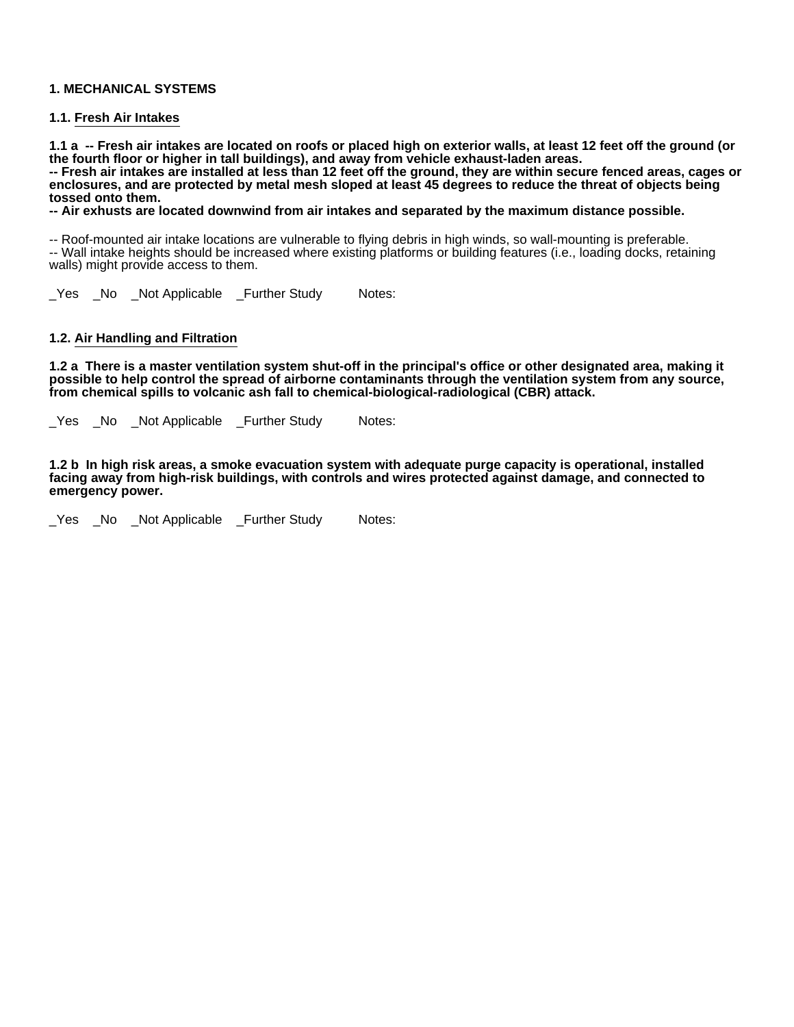**1. MECHANICAL SYSTEMS**

**1.1. Fresh Air Intakes**

**1.1 a -- Fresh air intakes are located on roofs or placed high on exterior walls, at least 12 feet off the ground (or the fourth floor or higher in tall buildings), and away from vehicle exhaust-laden areas.**
**-- Fresh air intakes are installed at less than 12 feet off the ground, they are within secure fenced areas, cages or enclosures, and are protected by metal mesh sloped at least 45 degrees to reduce the threat of objects being tossed onto them.**
**-- Air exhusts are located downwind from air intakes and separated by the maximum distance possible.**

-- Roof-mounted air intake locations are vulnerable to flying debris in high winds, so wall-mounting is preferable.
-- Wall intake heights should be increased where existing platforms or building features (i.e., loading docks, retaining walls) might provide access to them.

_Yes _No _Not Applicable _Further Study Notes:

**1.2. Air Handling and Filtration**

**1.2 a There is a master ventilation system shut-off in the principal's office or other designated area, making it possible to help control the spread of airborne contaminants through the ventilation system from any source, from chemical spills to volcanic ash fall to chemical-biological-radiological (CBR) attack.**

_Yes _No _Not Applicable _Further Study Notes:

**1.2 b In high risk areas, a smoke evacuation system with adequate purge capacity is operational, installed facing away from high-risk buildings, with controls and wires protected against damage, and connected to emergency power.**

_Yes _No _Not Applicable _Further Study Notes: